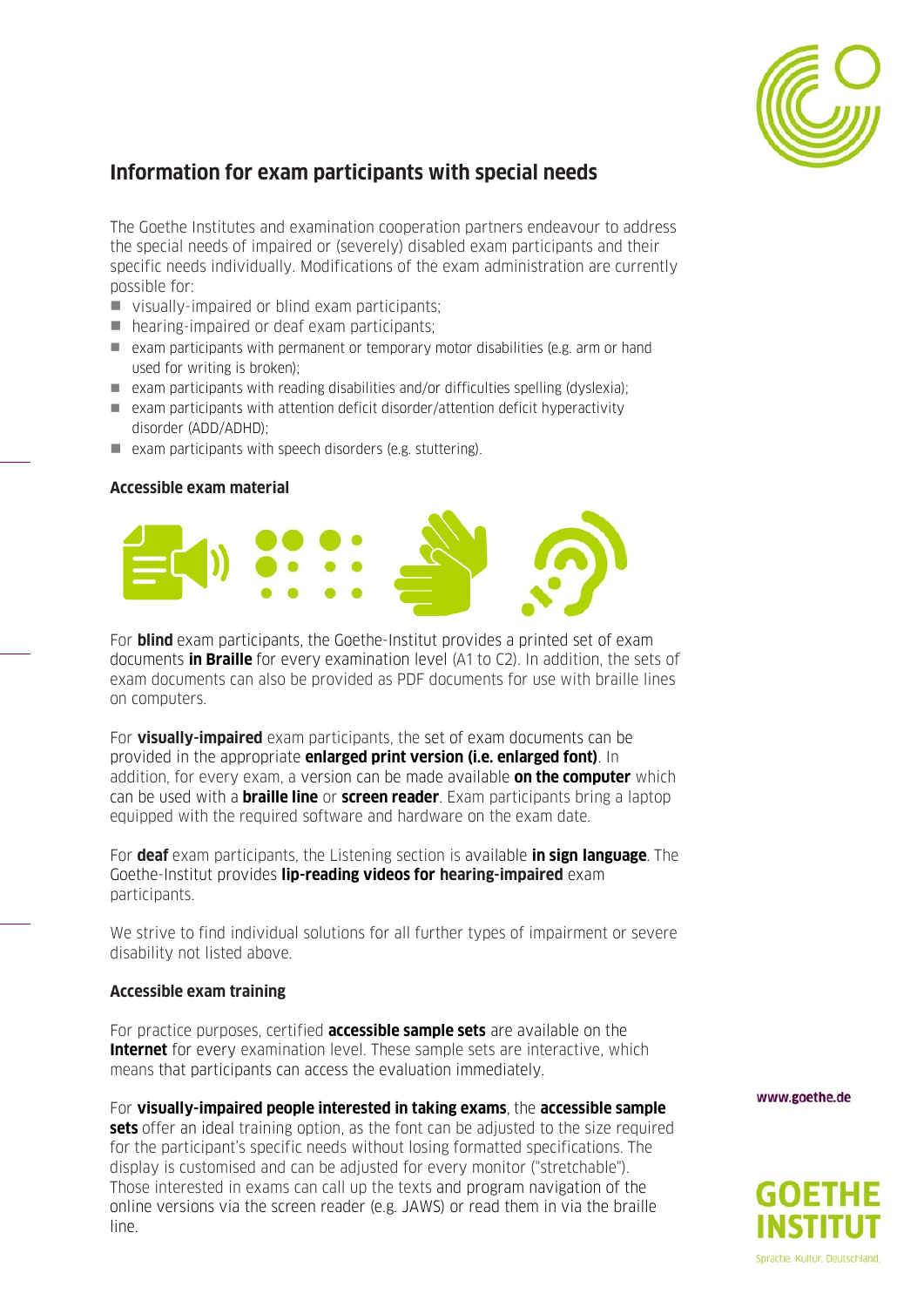## Information for exam participants with special needs

The Goethe Institutes and examination cooperation partners endeavour to address the special needs of impaired or (severely) disabled exam participants and their specific needs individually. Modifications of the exam administration are currently possible for:

- visually-impaired or blind exam participants;
- hearing-impaired or deaf exam participants;
- exam participants with permanent or temporary motor disabilities (e.g. arm or hand used for writing is broken);
- exam participants with reading disabilities and/or difficulties spelling (dyslexia);
- exam participants with attention deficit disorder/attention deficit hyperactivity disorder (ADD/ADHD);
- exam participants with speech disorders (e.g. stuttering).

### Accessible exam material

For **blind** exam participants, the Goethe-Institut provides a printed set of exam documents **in Braille** for every examination level (A1 to C2). In addition, the sets of exam documents can also be provided as PDF documents for use with braille lines on computers.

For **visually-impaired** exam participants, the set of exam documents can be provided in the appropriate **enlarged print version (i.e. enlarged font)**. In addition, for every exam, a version can be made available **on the computer** which can be used with a **braille line** or **screen reader**. Exam participants bring a laptop equipped with the required software and hardware on the exam date.

For **deaf** exam participants, the Listening section is available **in sign language**. The Goethe-Institut provides **lip-reading videos for hearing-impaired** exam participants.

We strive to find individual solutions for all further types of impairment or severe disability not listed above.

### Accessible exam training

For practice purposes, certified **accessible sample sets** are available on the **Internet** for every examination level. These sample sets are interactive, which means that participants can access the evaluation immediately.

For **visually-impaired people interested in taking exams**, the **accessible sample sets** offer an ideal training option, as the font can be adjusted to the size required for the participant's specific needs without losing formatted specifications. The display is customised and can be adjusted for every monitor ("stretchable"). Those interested in exams can call up the texts and program navigation of the online versions via the screen reader (e.g. JAWS) or read them in via the braille line.

www.goethe.de

GOETHE INSTITUT

Sprache. Kultur. Deutschland.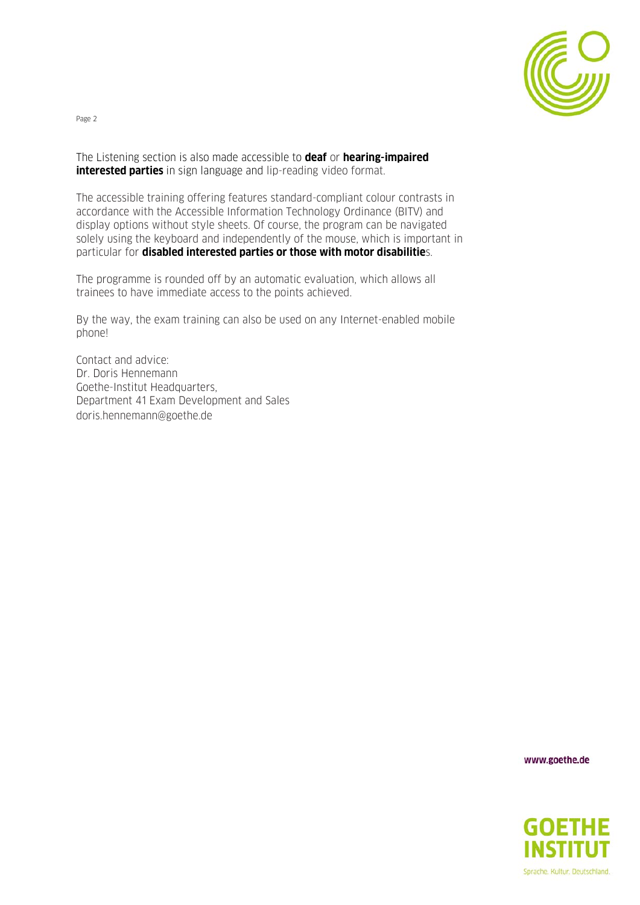The Listening section is also made accessible to **deaf** or **hearing-impaired interested parties** in sign language and lip-reading video format.

The accessible training offering features standard-compliant colour contrasts in accordance with the Accessible Information Technology Ordinance (BITV) and display options without style sheets. Of course, the program can be navigated solely using the keyboard and independently of the mouse, which is important in particular for **disabled interested parties or those with motor disabilitie**s.

The programme is rounded off by an automatic evaluation, which allows all trainees to have immediate access to the points achieved.

By the way, the exam training can also be used on any Internet-enabled mobile phone!

Contact and advice:
Dr. Doris Hennemann
Goethe-Institut Headquarters,
Department 41 Exam Development and Sales
doris.hennemann@goethe.de

www.goethe.de

GOETHE INSTITUT
Sprache. Kultur. Deutschland.